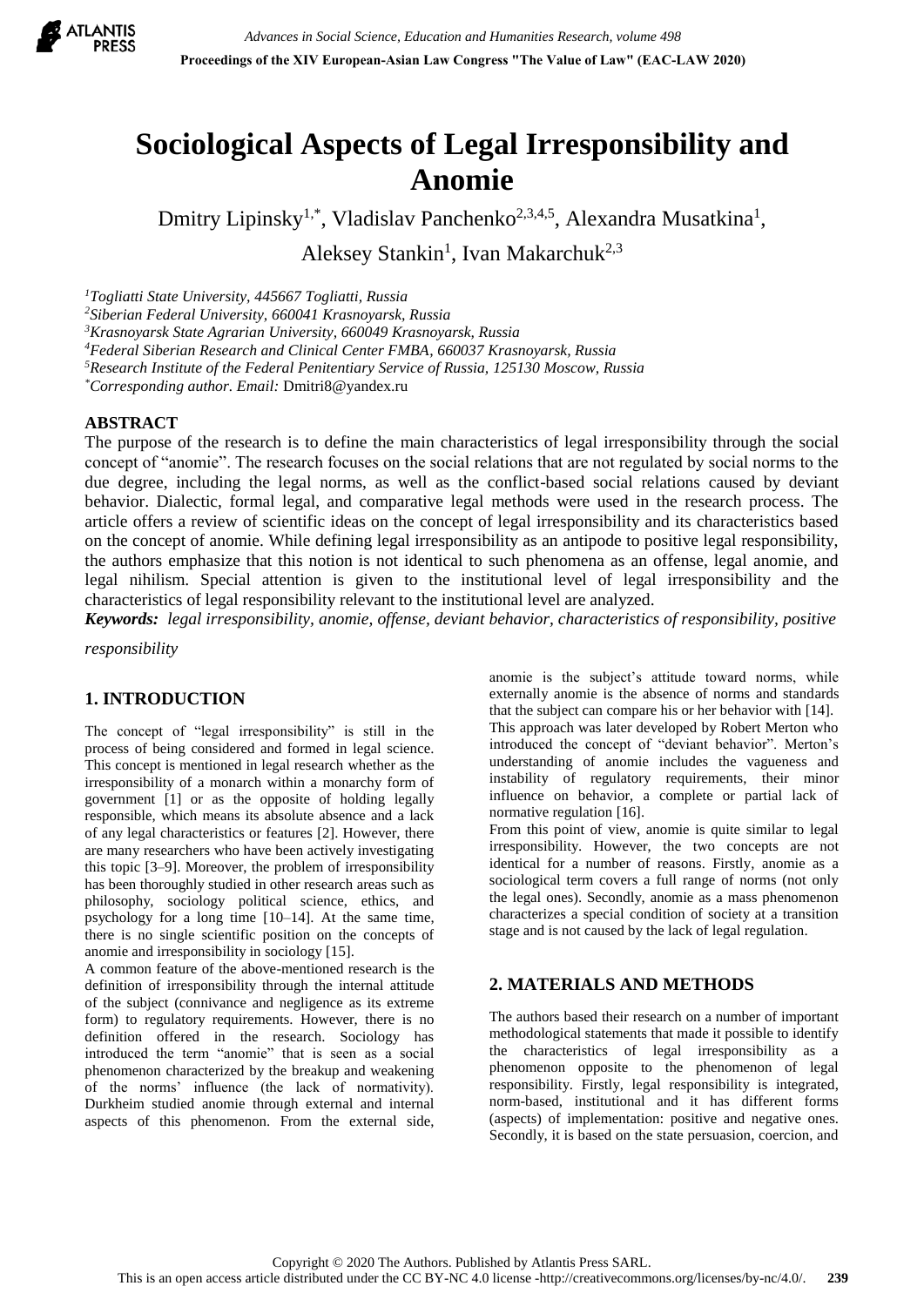# Sociological Aspects of Legal Irresponsibility and Anomie

Dmitry Lipinsky[1,*], Vladislav Panchenko[2,3,4,5], Alexandra Musatkina[1], Aleksey Stankin[1], Ivan Makarchuk[2,3]

*[1]Togliatti State University, 445667 Togliatti, Russia*
*[2]Siberian Federal University, 660041 Krasnoyarsk, Russia*
*[3]Krasnoyarsk State Agrarian University, 660049 Krasnoyarsk, Russia*
*[4]Federal Siberian Research and Clinical Center FMBA, 660037 Krasnoyarsk, Russia*
*[5]Research Institute of the Federal Penitentiary Service of Russia, 125130 Moscow, Russia*
*[*]Corresponding author. Email:* Dmitri8@yandex.ru

## ABSTRACT

The purpose of the research is to define the main characteristics of legal irresponsibility through the social concept of "anomie". The research focuses on the social relations that are not regulated by social norms to the due degree, including the legal norms, as well as the conflict-based social relations caused by deviant behavior. Dialectic, formal legal, and comparative legal methods were used in the research process. The article offers a review of scientific ideas on the concept of legal irresponsibility and its characteristics based on the concept of anomie. While defining legal irresponsibility as an antipode to positive legal responsibility, the authors emphasize that this notion is not identical to such phenomena as an offense, legal anomie, and legal nihilism. Special attention is given to the institutional level of legal irresponsibility and the characteristics of legal responsibility relevant to the institutional level are analyzed.

***Keywords:*** *legal irresponsibility, anomie, offense, deviant behavior, characteristics of responsibility, positive responsibility*

## 1. INTRODUCTION

The concept of "legal irresponsibility" is still in the process of being considered and formed in legal science. This concept is mentioned in legal research whether as the irresponsibility of a monarch within a monarchy form of government [1] or as the opposite of holding legally responsible, which means its absolute absence and a lack of any legal characteristics or features [2]. However, there are many researchers who have been actively investigating this topic [3–9]. Moreover, the problem of irresponsibility has been thoroughly studied in other research areas such as philosophy, sociology political science, ethics, and psychology for a long time [10–14]. At the same time, there is no single scientific position on the concepts of anomie and irresponsibility in sociology [15].

A common feature of the above-mentioned research is the definition of irresponsibility through the internal attitude of the subject (connivance and negligence as its extreme form) to regulatory requirements. However, there is no definition offered in the research. Sociology has introduced the term "anomie" that is seen as a social phenomenon characterized by the breakup and weakening of the norms' influence (the lack of normativity). Durkheim studied anomie through external and internal aspects of this phenomenon. From the external side, anomie is the subject's attitude toward norms, while externally anomie is the absence of norms and standards that the subject can compare his or her behavior with [14].

This approach was later developed by Robert Merton who introduced the concept of "deviant behavior". Merton's understanding of anomie includes the vagueness and instability of regulatory requirements, their minor influence on behavior, a complete or partial lack of normative regulation [16].

From this point of view, anomie is quite similar to legal irresponsibility. However, the two concepts are not identical for a number of reasons. Firstly, anomie as a sociological term covers a full range of norms (not only the legal ones). Secondly, anomie as a mass phenomenon characterizes a special condition of society at a transition stage and is not caused by the lack of legal regulation.

## 2. MATERIALS AND METHODS

The authors based their research on a number of important methodological statements that made it possible to identify the characteristics of legal irresponsibility as a phenomenon opposite to the phenomenon of legal responsibility. Firstly, legal responsibility is integrated, norm-based, institutional and it has different forms (aspects) of implementation: positive and negative ones. Secondly, it is based on the state persuasion, coercion, and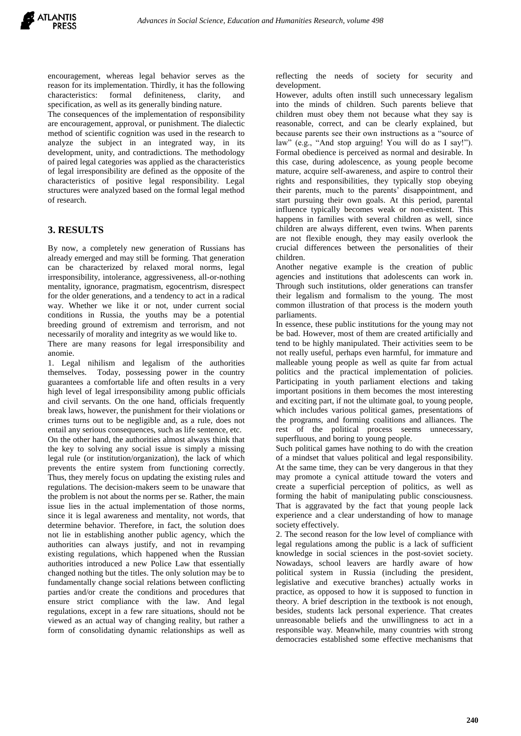encouragement, whereas legal behavior serves as the reason for its implementation. Thirdly, it has the following characteristics: formal definiteness, clarity, and specification, as well as its generally binding nature.

The consequences of the implementation of responsibility are encouragement, approval, or punishment. The dialectic method of scientific cognition was used in the research to analyze the subject in an integrated way, in its development, unity, and contradictions. The methodology of paired legal categories was applied as the characteristics of legal irresponsibility are defined as the opposite of the characteristics of positive legal responsibility. Legal structures were analyzed based on the formal legal method of research.

## 3. RESULTS

By now, a completely new generation of Russians has already emerged and may still be forming. That generation can be characterized by relaxed moral norms, legal irresponsibility, intolerance, aggressiveness, all-or-nothing mentality, ignorance, pragmatism, egocentrism, disrespect for the older generations, and a tendency to act in a radical way. Whether we like it or not, under current social conditions in Russia, the youths may be a potential breeding ground of extremism and terrorism, and not necessarily of morality and integrity as we would like to.

There are many reasons for legal irresponsibility and anomie.

1. Legal nihilism and legalism of the authorities themselves. Today, possessing power in the country guarantees a comfortable life and often results in a very high level of legal irresponsibility among public officials and civil servants. On the one hand, officials frequently break laws, however, the punishment for their violations or crimes turns out to be negligible and, as a rule, does not entail any serious consequences, such as life sentence, etc.

On the other hand, the authorities almost always think that the key to solving any social issue is simply a missing legal rule (or institution/organization), the lack of which prevents the entire system from functioning correctly. Thus, they merely focus on updating the existing rules and regulations. The decision-makers seem to be unaware that the problem is not about the norms per se. Rather, the main issue lies in the actual implementation of those norms, since it is legal awareness and mentality, not words, that determine behavior. Therefore, in fact, the solution does not lie in establishing another public agency, which the authorities can always justify, and not in revamping existing regulations, which happened when the Russian authorities introduced a new Police Law that essentially changed nothing but the titles. The only solution may be to fundamentally change social relations between conflicting parties and/or create the conditions and procedures that ensure strict compliance with the law. And legal regulations, except in a few rare situations, should not be viewed as an actual way of changing reality, but rather a form of consolidating dynamic relationships as well as reflecting the needs of society for security and development.

However, adults often instill such unnecessary legalism into the minds of children. Such parents believe that children must obey them not because what they say is reasonable, correct, and can be clearly explained, but because parents see their own instructions as a "source of law" (e.g., "And stop arguing! You will do as I say!"). Formal obedience is perceived as normal and desirable. In this case, during adolescence, as young people become mature, acquire self-awareness, and aspire to control their rights and responsibilities, they typically stop obeying their parents, much to the parents' disappointment, and start pursuing their own goals. At this period, parental influence typically becomes weak or non-existent. This happens in families with several children as well, since children are always different, even twins. When parents are not flexible enough, they may easily overlook the crucial differences between the personalities of their children.

Another negative example is the creation of public agencies and institutions that adolescents can work in. Through such institutions, older generations can transfer their legalism and formalism to the young. The most common illustration of that process is the modern youth parliaments.

In essence, these public institutions for the young may not be bad. However, most of them are created artificially and tend to be highly manipulated. Their activities seem to be not really useful, perhaps even harmful, for immature and malleable young people as well as quite far from actual politics and the practical implementation of policies. Participating in youth parliament elections and taking important positions in them becomes the most interesting and exciting part, if not the ultimate goal, to young people, which includes various political games, presentations of the programs, and forming coalitions and alliances. The rest of the political process seems unnecessary, superfluous, and boring to young people.

Such political games have nothing to do with the creation of a mindset that values political and legal responsibility. At the same time, they can be very dangerous in that they may promote a cynical attitude toward the voters and create a superficial perception of politics, as well as forming the habit of manipulating public consciousness. That is aggravated by the fact that young people lack experience and a clear understanding of how to manage society effectively.

2. The second reason for the low level of compliance with legal regulations among the public is a lack of sufficient knowledge in social sciences in the post-soviet society. Nowadays, school leavers are hardly aware of how political system in Russia (including the president, legislative and executive branches) actually works in practice, as opposed to how it is supposed to function in theory. A brief description in the textbook is not enough, besides, students lack personal experience. That creates unreasonable beliefs and the unwillingness to act in a responsible way. Meanwhile, many countries with strong democracies established some effective mechanisms that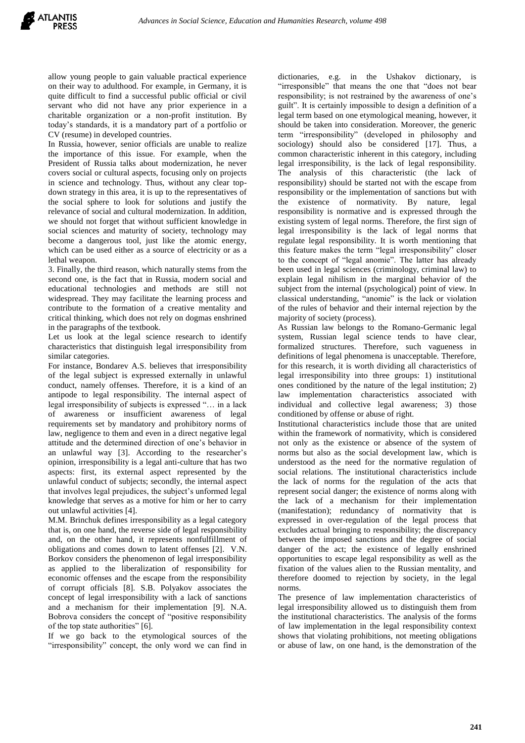allow young people to gain valuable practical experience on their way to adulthood. For example, in Germany, it is quite difficult to find a successful public official or civil servant who did not have any prior experience in a charitable organization or a non-profit institution. By today's standards, it is a mandatory part of a portfolio or CV (resume) in developed countries.

In Russia, however, senior officials are unable to realize the importance of this issue. For example, when the President of Russia talks about modernization, he never covers social or cultural aspects, focusing only on projects in science and technology. Thus, without any clear top-down strategy in this area, it is up to the representatives of the social sphere to look for solutions and justify the relevance of social and cultural modernization. In addition, we should not forget that without sufficient knowledge in social sciences and maturity of society, technology may become a dangerous tool, just like the atomic energy, which can be used either as a source of electricity or as a lethal weapon.

3. Finally, the third reason, which naturally stems from the second one, is the fact that in Russia, modern social and educational technologies and methods are still not widespread. They may facilitate the learning process and contribute to the formation of a creative mentality and critical thinking, which does not rely on dogmas enshrined in the paragraphs of the textbook.

Let us look at the legal science research to identify characteristics that distinguish legal irresponsibility from similar categories.

For instance, Bondarev A.S. believes that irresponsibility of the legal subject is expressed externally in unlawful conduct, namely offenses. Therefore, it is a kind of an antipode to legal responsibility. The internal aspect of legal irresponsibility of subjects is expressed "… in a lack of awareness or insufficient awareness of legal requirements set by mandatory and prohibitory norms of law, negligence to them and even in a direct negative legal attitude and the determined direction of one's behavior in an unlawful way [3]. According to the researcher's opinion, irresponsibility is a legal anti-culture that has two aspects: first, its external aspect represented by the unlawful conduct of subjects; secondly, the internal aspect that involves legal prejudices, the subject's unformed legal knowledge that serves as a motive for him or her to carry out unlawful activities [4].

M.M. Brinchuk defines irresponsibility as a legal category that is, on one hand, the reverse side of legal responsibility and, on the other hand, it represents nonfulfillment of obligations and comes down to latent offenses [2]. V.N. Borkov considers the phenomenon of legal irresponsibility as applied to the liberalization of responsibility for economic offenses and the escape from the responsibility of corrupt officials [8]. S.B. Polyakov associates the concept of legal irresponsibility with a lack of sanctions and a mechanism for their implementation [9]. N.A. Bobrova considers the concept of "positive responsibility of the top state authorities" [6].

If we go back to the etymological sources of the "irresponsibility" concept, the only word we can find in dictionaries, e.g. in the Ushakov dictionary, is "irresponsible" that means the one that "does not bear responsibility; is not restrained by the awareness of one's guilt". It is certainly impossible to design a definition of a legal term based on one etymological meaning, however, it should be taken into consideration. Moreover, the generic term "irresponsibility" (developed in philosophy and sociology) should also be considered [17]. Thus, a common characteristic inherent in this category, including legal irresponsibility, is the lack of legal responsibility. The analysis of this characteristic (the lack of responsibility) should be started not with the escape from responsibility or the implementation of sanctions but with the existence of normativity. By nature, legal responsibility is normative and is expressed through the existing system of legal norms. Therefore, the first sign of legal irresponsibility is the lack of legal norms that regulate legal responsibility. It is worth mentioning that this feature makes the term "legal irresponsibility" closer to the concept of "legal anomie". The latter has already been used in legal sciences (criminology, criminal law) to explain legal nihilism in the marginal behavior of the subject from the internal (psychological) point of view. In classical understanding, "anomie" is the lack or violation of the rules of behavior and their internal rejection by the majority of society (process).

As Russian law belongs to the Romano-Germanic legal system, Russian legal science tends to have clear, formalized structures. Therefore, such vagueness in definitions of legal phenomena is unacceptable. Therefore, for this research, it is worth dividing all characteristics of legal irresponsibility into three groups: 1) institutional ones conditioned by the nature of the legal institution; 2) law implementation characteristics associated with individual and collective legal awareness; 3) those conditioned by offense or abuse of right.

Institutional characteristics include those that are united within the framework of normativity, which is considered not only as the existence or absence of the system of norms but also as the social development law, which is understood as the need for the normative regulation of social relations. The institutional characteristics include the lack of norms for the regulation of the acts that represent social danger; the existence of norms along with the lack of a mechanism for their implementation (manifestation); redundancy of normativity that is expressed in over-regulation of the legal process that excludes actual bringing to responsibility; the discrepancy between the imposed sanctions and the degree of social danger of the act; the existence of legally enshrined opportunities to escape legal responsibility as well as the fixation of the values alien to the Russian mentality, and therefore doomed to rejection by society, in the legal norms.

The presence of law implementation characteristics of legal irresponsibility allowed us to distinguish them from the institutional characteristics. The analysis of the forms of law implementation in the legal responsibility context shows that violating prohibitions, not meeting obligations or abuse of law, on one hand, is the demonstration of the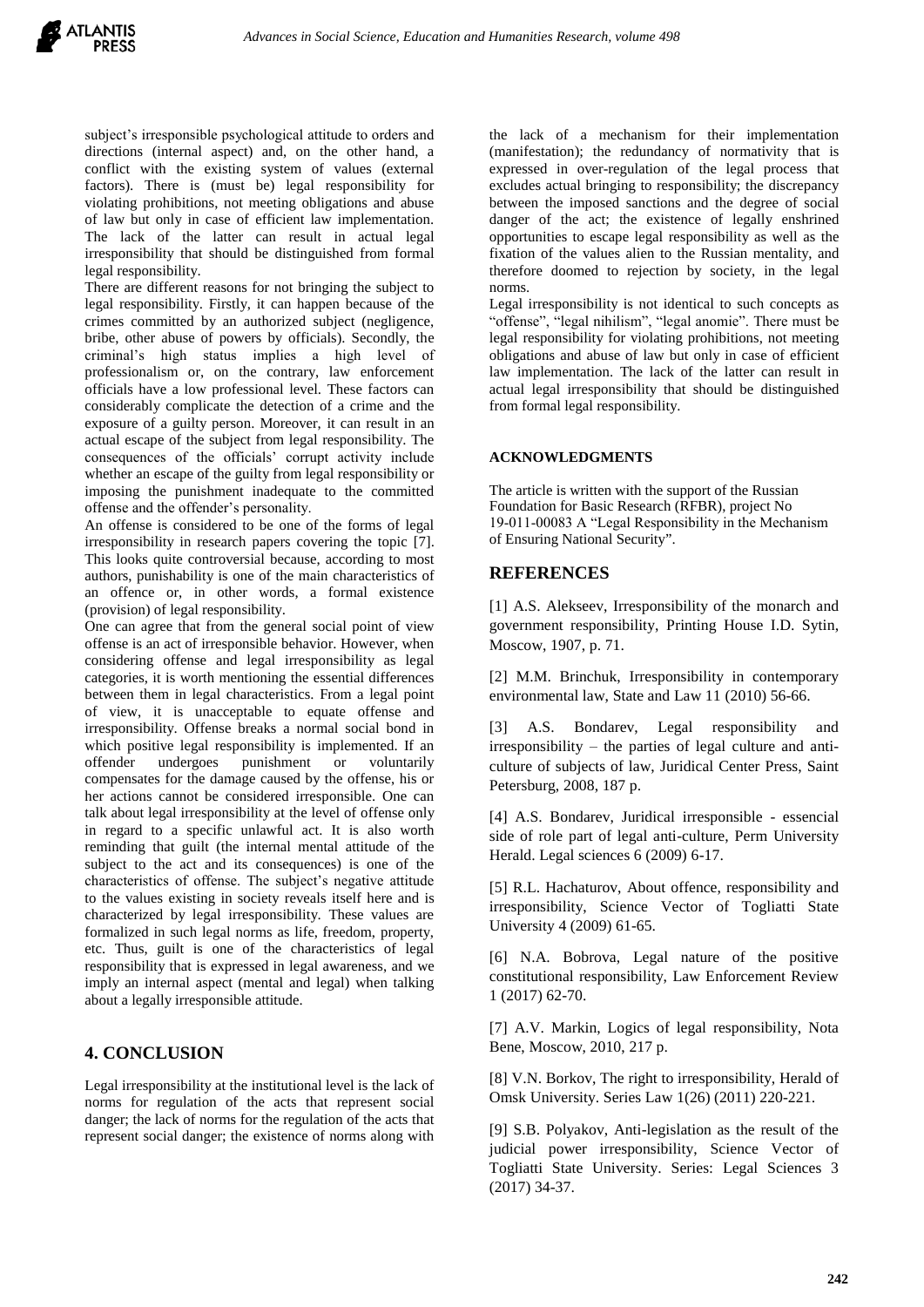subject's irresponsible psychological attitude to orders and directions (internal aspect) and, on the other hand, a conflict with the existing system of values (external factors). There is (must be) legal responsibility for violating prohibitions, not meeting obligations and abuse of law but only in case of efficient law implementation. The lack of the latter can result in actual legal irresponsibility that should be distinguished from formal legal responsibility.

There are different reasons for not bringing the subject to legal responsibility. Firstly, it can happen because of the crimes committed by an authorized subject (negligence, bribe, other abuse of powers by officials). Secondly, the criminal's high status implies a high level of professionalism or, on the contrary, law enforcement officials have a low professional level. These factors can considerably complicate the detection of a crime and the exposure of a guilty person. Moreover, it can result in an actual escape of the subject from legal responsibility. The consequences of the officials' corrupt activity include whether an escape of the guilty from legal responsibility or imposing the punishment inadequate to the committed offense and the offender's personality.

An offense is considered to be one of the forms of legal irresponsibility in research papers covering the topic [7]. This looks quite controversial because, according to most authors, punishability is one of the main characteristics of an offence or, in other words, a formal existence (provision) of legal responsibility.

One can agree that from the general social point of view offense is an act of irresponsible behavior. However, when considering offense and legal irresponsibility as legal categories, it is worth mentioning the essential differences between them in legal characteristics. From a legal point of view, it is unacceptable to equate offense and irresponsibility. Offense breaks a normal social bond in which positive legal responsibility is implemented. If an offender undergoes punishment or voluntarily compensates for the damage caused by the offense, his or her actions cannot be considered irresponsible. One can talk about legal irresponsibility at the level of offense only in regard to a specific unlawful act. It is also worth reminding that guilt (the internal mental attitude of the subject to the act and its consequences) is one of the characteristics of offense. The subject's negative attitude to the values existing in society reveals itself here and is characterized by legal irresponsibility. These values are formalized in such legal norms as life, freedom, property, etc. Thus, guilt is one of the characteristics of legal responsibility that is expressed in legal awareness, and we imply an internal aspect (mental and legal) when talking about a legally irresponsible attitude.

## 4. CONCLUSION

Legal irresponsibility at the institutional level is the lack of norms for regulation of the acts that represent social danger; the lack of norms for the regulation of the acts that represent social danger; the existence of norms along with the lack of a mechanism for their implementation (manifestation); the redundancy of normativity that is expressed in over-regulation of the legal process that excludes actual bringing to responsibility; the discrepancy between the imposed sanctions and the degree of social danger of the act; the existence of legally enshrined opportunities to escape legal responsibility as well as the fixation of the values alien to the Russian mentality, and therefore doomed to rejection by society, in the legal norms.

Legal irresponsibility is not identical to such concepts as "offense", "legal nihilism", "legal anomie". There must be legal responsibility for violating prohibitions, not meeting obligations and abuse of law but only in case of efficient law implementation. The lack of the latter can result in actual legal irresponsibility that should be distinguished from formal legal responsibility.

### ACKNOWLEDGMENTS

The article is written with the support of the Russian Foundation for Basic Research (RFBR), project No 19-011-00083 A "Legal Responsibility in the Mechanism of Ensuring National Security".

## REFERENCES

[1] A.S. Alekseev, Irresponsibility of the monarch and government responsibility, Printing House I.D. Sytin, Moscow, 1907, p. 71.

[2] M.M. Brinchuk, Irresponsibility in contemporary environmental law, State and Law 11 (2010) 56-66.

[3] A.S. Bondarev, Legal responsibility and irresponsibility – the parties of legal culture and anti-culture of subjects of law, Juridical Center Press, Saint Petersburg, 2008, 187 p.

[4] A.S. Bondarev, Juridical irresponsible - essencial side of role part of legal anti-culture, Perm University Herald. Legal sciences 6 (2009) 6-17.

[5] R.L. Hachaturov, About offence, responsibility and irresponsibility, Science Vector of Togliatti State University 4 (2009) 61-65.

[6] N.A. Bobrova, Legal nature of the positive constitutional responsibility, Law Enforcement Review 1 (2017) 62-70.

[7] A.V. Markin, Logics of legal responsibility, Nota Bene, Moscow, 2010, 217 p.

[8] V.N. Borkov, The right to irresponsibility, Herald of Omsk University. Series Law 1(26) (2011) 220-221.

[9] S.B. Polyakov, Anti-legislation as the result of the judicial power irresponsibility, Science Vector of Togliatti State University. Series: Legal Sciences 3 (2017) 34-37.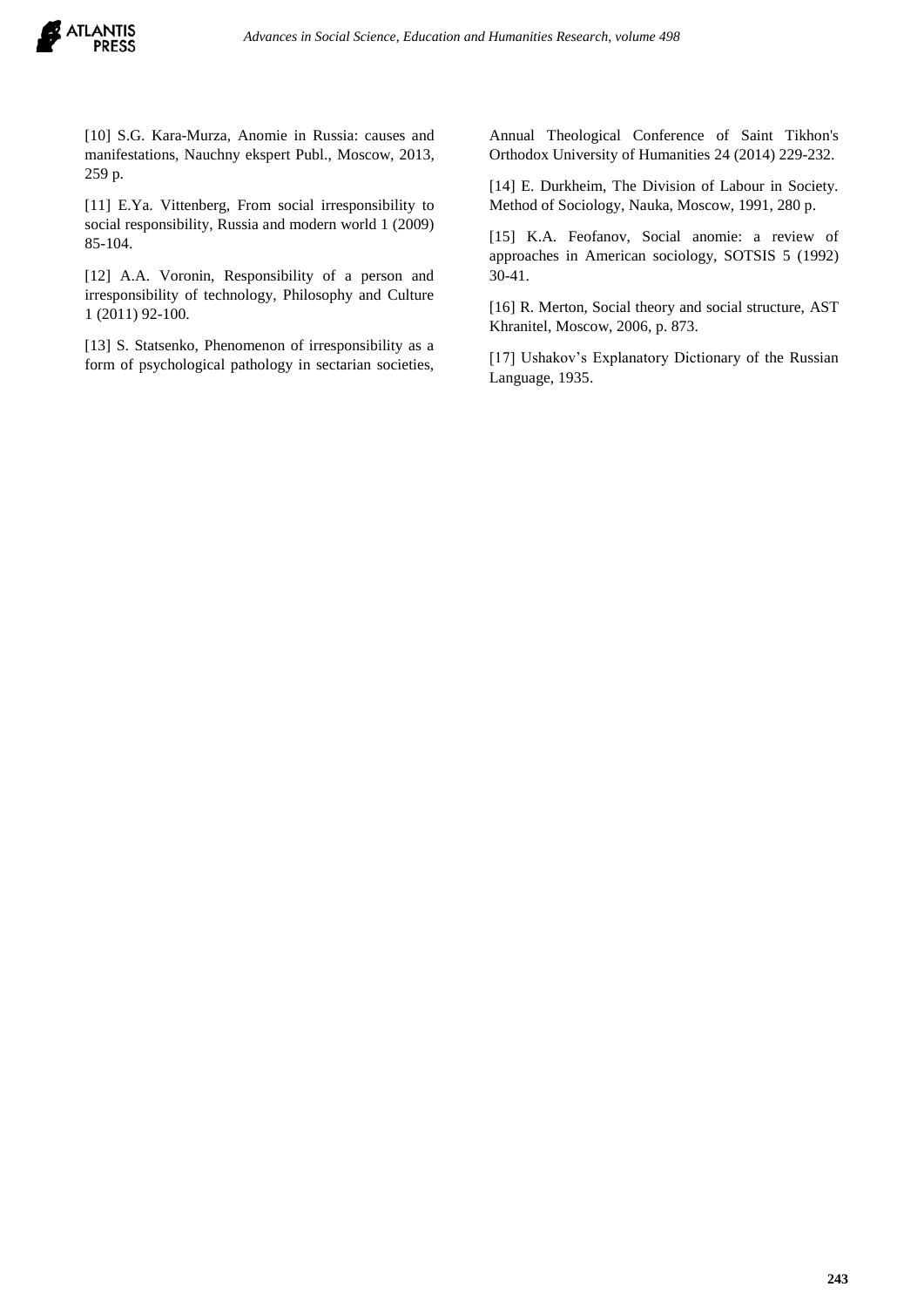[10] S.G. Kara-Murza, Anomie in Russia: causes and manifestations, Nauchny ekspert Publ., Moscow, 2013, 259 p.

[11] E.Ya. Vittenberg, From social irresponsibility to social responsibility, Russia and modern world 1 (2009) 85-104.

[12] A.A. Voronin, Responsibility of a person and irresponsibility of technology, Philosophy and Culture 1 (2011) 92-100.

[13] S. Statsenko, Phenomenon of irresponsibility as a form of psychological pathology in sectarian societies, Annual Theological Conference of Saint Tikhon's Orthodox University of Humanities 24 (2014) 229-232.

[14] E. Durkheim, The Division of Labour in Society. Method of Sociology, Nauka, Moscow, 1991, 280 p.

[15] K.A. Feofanov, Social anomie: a review of approaches in American sociology, SOTSIS 5 (1992) 30-41.

[16] R. Merton, Social theory and social structure, AST Khranitel, Moscow, 2006, p. 873.

[17] Ushakov's Explanatory Dictionary of the Russian Language, 1935.